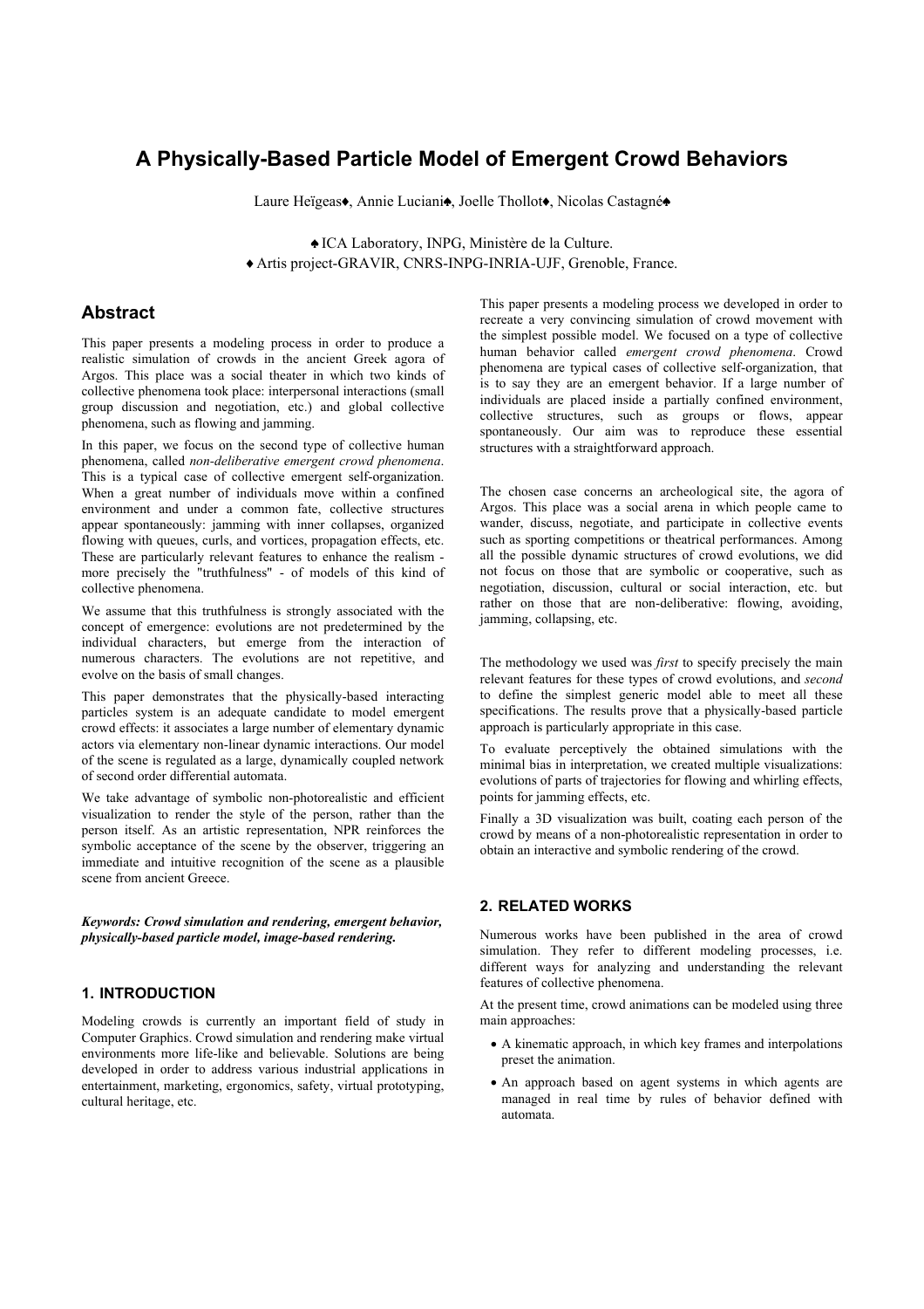# A Physically-Based Particle Model of Emergent Crowd Behaviors

Laure Heïgeas♦, Annie Luciani♠, Joelle Thollot♦, Nicolas Castagné♠

♠ ICA Laboratory, INPG, Ministère de la Culture.
♦ Artis project-GRAVIR, CNRS-INPG-INRIA-UJF, Grenoble, France.

## Abstract

This paper presents a modeling process in order to produce a realistic simulation of crowds in the ancient Greek agora of Argos. This place was a social theater in which two kinds of collective phenomena took place: interpersonal interactions (small group discussion and negotiation, etc.) and global collective phenomena, such as flowing and jamming.

In this paper, we focus on the second type of collective human phenomena, called *non-deliberative emergent crowd phenomena*. This is a typical case of collective emergent self-organization. When a great number of individuals move within a confined environment and under a common fate, collective structures appear spontaneously: jamming with inner collapses, organized flowing with queues, curls, and vortices, propagation effects, etc. These are particularly relevant features to enhance the realism - more precisely the "truthfulness" - of models of this kind of collective phenomena.

We assume that this truthfulness is strongly associated with the concept of emergence: evolutions are not predetermined by the individual characters, but emerge from the interaction of numerous characters. The evolutions are not repetitive, and evolve on the basis of small changes.

This paper demonstrates that the physically-based interacting particles system is an adequate candidate to model emergent crowd effects: it associates a large number of elementary dynamic actors via elementary non-linear dynamic interactions. Our model of the scene is regulated as a large, dynamically coupled network of second order differential automata.

We take advantage of symbolic non-photorealistic and efficient visualization to render the style of the person, rather than the person itself. As an artistic representation, NPR reinforces the symbolic acceptance of the scene by the observer, triggering an immediate and intuitive recognition of the scene as a plausible scene from ancient Greece.

***Keywords: Crowd simulation and rendering, emergent behavior, physically-based particle model, image-based rendering.***

### 1. INTRODUCTION

Modeling crowds is currently an important field of study in Computer Graphics. Crowd simulation and rendering make virtual environments more life-like and believable. Solutions are being developed in order to address various industrial applications in entertainment, marketing, ergonomics, safety, virtual prototyping, cultural heritage, etc.

This paper presents a modeling process we developed in order to recreate a very convincing simulation of crowd movement with the simplest possible model. We focused on a type of collective human behavior called *emergent crowd phenomena*. Crowd phenomena are typical cases of collective self-organization, that is to say they are an emergent behavior. If a large number of individuals are placed inside a partially confined environment, collective structures, such as groups or flows, appear spontaneously. Our aim was to reproduce these essential structures with a straightforward approach.

The chosen case concerns an archeological site, the agora of Argos. This place was a social arena in which people came to wander, discuss, negotiate, and participate in collective events such as sporting competitions or theatrical performances. Among all the possible dynamic structures of crowd evolutions, we did not focus on those that are symbolic or cooperative, such as negotiation, discussion, cultural or social interaction, etc. but rather on those that are non-deliberative: flowing, avoiding, jamming, collapsing, etc.

The methodology we used was *first* to specify precisely the main relevant features for these types of crowd evolutions, and *second* to define the simplest generic model able to meet all these specifications. The results prove that a physically-based particle approach is particularly appropriate in this case.

To evaluate perceptively the obtained simulations with the minimal bias in interpretation, we created multiple visualizations: evolutions of parts of trajectories for flowing and whirling effects, points for jamming effects, etc.

Finally a 3D visualization was built, coating each person of the crowd by means of a non-photorealistic representation in order to obtain an interactive and symbolic rendering of the crowd.

### 2. RELATED WORKS

Numerous works have been published in the area of crowd simulation. They refer to different modeling processes, i.e. different ways for analyzing and understanding the relevant features of collective phenomena.

At the present time, crowd animations can be modeled using three main approaches:

- A kinematic approach, in which key frames and interpolations preset the animation.
- An approach based on agent systems in which agents are managed in real time by rules of behavior defined with automata.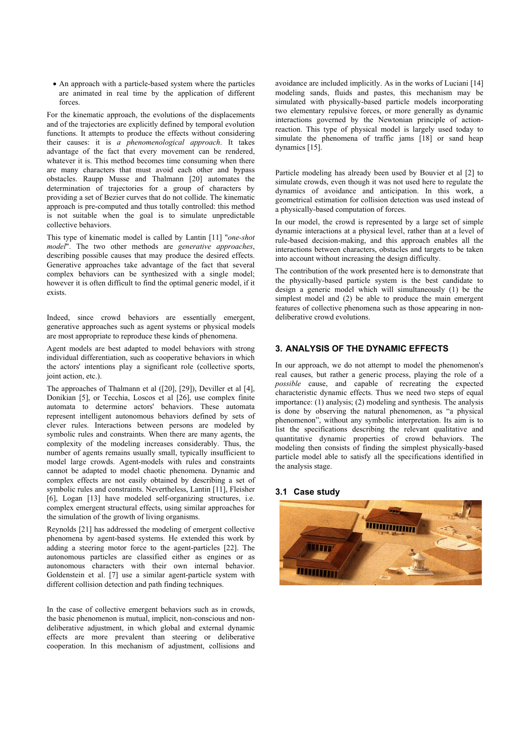- An approach with a particle-based system where the particles are animated in real time by the application of different forces.

For the kinematic approach, the evolutions of the displacements and of the trajectories are explicitly defined by temporal evolution functions. It attempts to produce the effects without considering their causes: it is *a phenomenological approach*. It takes advantage of the fact that every movement can be rendered, whatever it is. This method becomes time consuming when there are many characters that must avoid each other and bypass obstacles. Raupp Musse and Thalmann [20] automates the determination of trajectories for a group of characters by providing a set of Bezier curves that do not collide. The kinematic approach is pre-computed and thus totally controlled: this method is not suitable when the goal is to simulate unpredictable collective behaviors.

This type of kinematic model is called by Lantin [11] "*one-shot model*". The two other methods are *generative approaches*, describing possible causes that may produce the desired effects. Generative approaches take advantage of the fact that several complex behaviors can be synthesized with a single model; however it is often difficult to find the optimal generic model, if it exists.

Indeed, since crowd behaviors are essentially emergent, generative approaches such as agent systems or physical models are most appropriate to reproduce these kinds of phenomena.

Agent models are best adapted to model behaviors with strong individual differentiation, such as cooperative behaviors in which the actors' intentions play a significant role (collective sports, joint action, etc.).

The approaches of Thalmann et al ([20], [29]), Deviller et al [4], Donikian [5], or Tecchia, Loscos et al [26], use complex finite automata to determine actors' behaviors. These automata represent intelligent autonomous behaviors defined by sets of clever rules. Interactions between persons are modeled by symbolic rules and constraints. When there are many agents, the complexity of the modeling increases considerably. Thus, the number of agents remains usually small, typically insufficient to model large crowds. Agent-models with rules and constraints cannot be adapted to model chaotic phenomena. Dynamic and complex effects are not easily obtained by describing a set of symbolic rules and constraints. Nevertheless, Lantin [11], Fleisher [6], Logan [13] have modeled self-organizing structures, i.e. complex emergent structural effects, using similar approaches for the simulation of the growth of living organisms.

Reynolds [21] has addressed the modeling of emergent collective phenomena by agent-based systems. He extended this work by adding a steering motor force to the agent-particles [22]. The autonomous particles are classified either as engines or as autonomous characters with their own internal behavior. Goldenstein et al. [7] use a similar agent-particle system with different collision detection and path finding techniques.

In the case of collective emergent behaviors such as in crowds, the basic phenomenon is mutual, implicit, non-conscious and non-deliberative adjustment, in which global and external dynamic effects are more prevalent than steering or deliberative cooperation. In this mechanism of adjustment, collisions and avoidance are included implicitly. As in the works of Luciani [14] modeling sands, fluids and pastes, this mechanism may be simulated with physically-based particle models incorporating two elementary repulsive forces, or more generally as dynamic interactions governed by the Newtonian principle of action-reaction. This type of physical model is largely used today to simulate the phenomena of traffic jams [18] or sand heap dynamics [15].

Particle modeling has already been used by Bouvier et al [2] to simulate crowds, even though it was not used here to regulate the dynamics of avoidance and anticipation. In this work, a geometrical estimation for collision detection was used instead of a physically-based computation of forces.

In our model, the crowd is represented by a large set of simple dynamic interactions at a physical level, rather than at a level of rule-based decision-making, and this approach enables all the interactions between characters, obstacles and targets to be taken into account without increasing the design difficulty.

The contribution of the work presented here is to demonstrate that the physically-based particle system is the best candidate to design a generic model which will simultaneously (1) be the simplest model and (2) be able to produce the main emergent features of collective phenomena such as those appearing in non-deliberative crowd evolutions.

## 3. ANALYSIS OF THE DYNAMIC EFFECTS

In our approach, we do not attempt to model the phenomenon's real causes, but rather a generic process, playing the role of a *possible* cause, and capable of recreating the expected characteristic dynamic effects. Thus we need two steps of equal importance: (1) analysis; (2) modeling and synthesis. The analysis is done by observing the natural phenomenon, as "a physical phenomenon", without any symbolic interpretation. Its aim is to list the specifications describing the relevant qualitative and quantitative dynamic properties of crowd behaviors. The modeling then consists of finding the simplest physically-based particle model able to satisfy all the specifications identified in the analysis stage.

### 3.1 Case study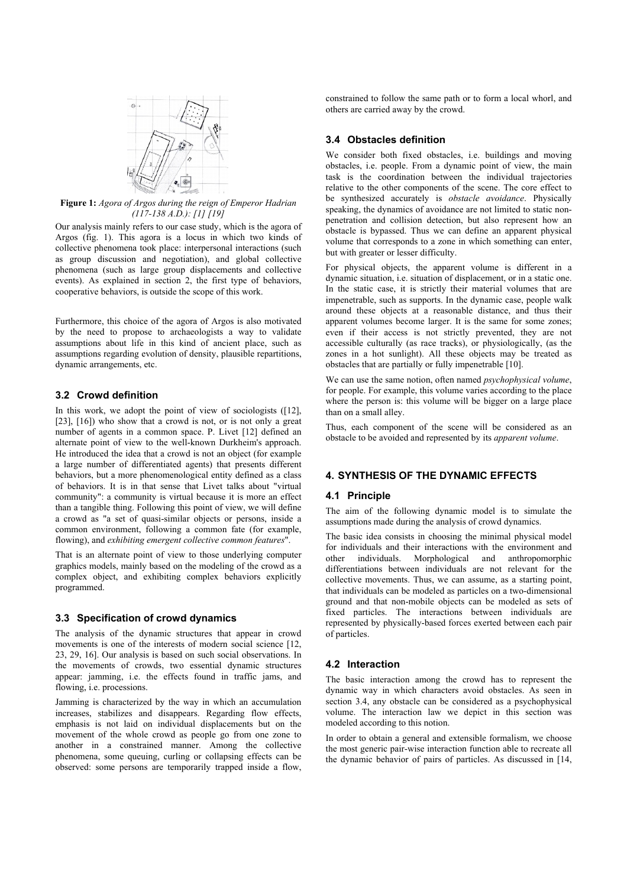**Figure 1:** *Agora of Argos during the reign of Emperor Hadrian (117-138 A.D.): [1] [19]*

Our analysis mainly refers to our case study, which is the agora of Argos (fig. 1). This agora is a locus in which two kinds of collective phenomena took place: interpersonal interactions (such as group discussion and negotiation), and global collective phenomena (such as large group displacements and collective events). As explained in section 2, the first type of behaviors, cooperative behaviors, is outside the scope of this work.

Furthermore, this choice of the agora of Argos is also motivated by the need to propose to archaeologists a way to validate assumptions about life in this kind of ancient place, such as assumptions regarding evolution of density, plausible repartitions, dynamic arrangements, etc.

### 3.2 Crowd definition

In this work, we adopt the point of view of sociologists ([12], [23], [16]) who show that a crowd is not, or is not only a great number of agents in a common space. P. Livet [12] defined an alternate point of view to the well-known Durkheim's approach. He introduced the idea that a crowd is not an object (for example a large number of differentiated agents) that presents different behaviors, but a more phenomenological entity defined as a class of behaviors. It is in that sense that Livet talks about "virtual community": a community is virtual because it is more an effect than a tangible thing. Following this point of view, we will define a crowd as "a set of quasi-similar objects or persons, inside a common environment, following a common fate (for example, flowing), and *exhibiting emergent collective common features*".

That is an alternate point of view to those underlying computer graphics models, mainly based on the modeling of the crowd as a complex object, and exhibiting complex behaviors explicitly programmed.

### 3.3 Specification of crowd dynamics

The analysis of the dynamic structures that appear in crowd movements is one of the interests of modern social science [12, 23, 29, 16]. Our analysis is based on such social observations. In the movements of crowds, two essential dynamic structures appear: jamming, i.e. the effects found in traffic jams, and flowing, i.e. processions.

Jamming is characterized by the way in which an accumulation increases, stabilizes and disappears. Regarding flow effects, emphasis is not laid on individual displacements but on the movement of the whole crowd as people go from one zone to another in a constrained manner. Among the collective phenomena, some queuing, curling or collapsing effects can be observed: some persons are temporarily trapped inside a flow, constrained to follow the same path or to form a local whorl, and others are carried away by the crowd.

### 3.4 Obstacles definition

We consider both fixed obstacles, i.e. buildings and moving obstacles, i.e. people. From a dynamic point of view, the main task is the coordination between the individual trajectories relative to the other components of the scene. The core effect to be synthesized accurately is *obstacle avoidance*. Physically speaking, the dynamics of avoidance are not limited to static non-penetration and collision detection, but also represent how an obstacle is bypassed. Thus we can define an apparent physical volume that corresponds to a zone in which something can enter, but with greater or lesser difficulty.

For physical objects, the apparent volume is different in a dynamic situation, i.e. situation of displacement, or in a static one. In the static case, it is strictly their material volumes that are impenetrable, such as supports. In the dynamic case, people walk around these objects at a reasonable distance, and thus their apparent volumes become larger. It is the same for some zones; even if their access is not strictly prevented, they are not accessible culturally (as race tracks), or physiologically, (as the zones in a hot sunlight). All these objects may be treated as obstacles that are partially or fully impenetrable [10].

We can use the same notion, often named *psychophysical volume*, for people. For example, this volume varies according to the place where the person is: this volume will be bigger on a large place than on a small alley.

Thus, each component of the scene will be considered as an obstacle to be avoided and represented by its *apparent volume*.

## 4. SYNTHESIS OF THE DYNAMIC EFFECTS

### 4.1 Principle

The aim of the following dynamic model is to simulate the assumptions made during the analysis of crowd dynamics.

The basic idea consists in choosing the minimal physical model for individuals and their interactions with the environment and other individuals. Morphological and anthropomorphic differentiations between individuals are not relevant for the collective movements. Thus, we can assume, as a starting point, that individuals can be modeled as particles on a two-dimensional ground and that non-mobile objects can be modeled as sets of fixed particles. The interactions between individuals are represented by physically-based forces exerted between each pair of particles.

### 4.2 Interaction

The basic interaction among the crowd has to represent the dynamic way in which characters avoid obstacles. As seen in section 3.4, any obstacle can be considered as a psychophysical volume. The interaction law we depict in this section was modeled according to this notion.

In order to obtain a general and extensible formalism, we choose the most generic pair-wise interaction function able to recreate all the dynamic behavior of pairs of particles. As discussed in [14,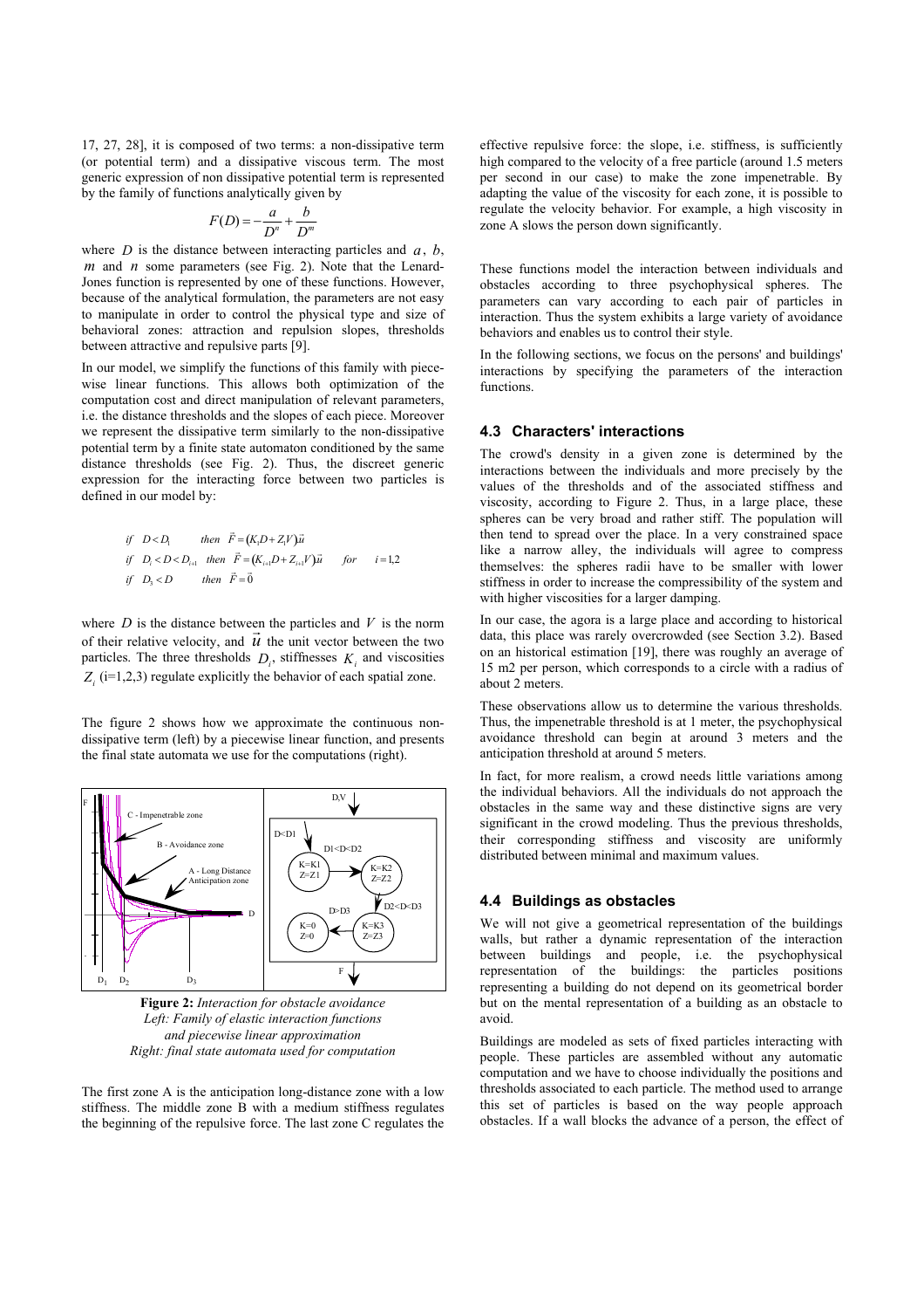17, 27, 28], it is composed of two terms: a non-dissipative term (or potential term) and a dissipative viscous term. The most generic expression of non dissipative potential term is represented by the family of functions analytically given by

$$F(D) = -\frac{a}{D^n} + \frac{b}{D^m}$$

where $D$ is the distance between interacting particles and $a$, $b$, $m$ and $n$ some parameters (see Fig. 2). Note that the Lenard-Jones function is represented by one of these functions. However, because of the analytical formulation, the parameters are not easy to manipulate in order to control the physical type and size of behavioral zones: attraction and repulsion slopes, thresholds between attractive and repulsive parts [9].

In our model, we simplify the functions of this family with piece-wise linear functions. This allows both optimization of the computation cost and direct manipulation of relevant parameters, i.e. the distance thresholds and the slopes of each piece. Moreover we represent the dissipative term similarly to the non-dissipative potential term by a finite state automaton conditioned by the same distance thresholds (see Fig. 2). Thus, the discreet generic expression for the interacting force between two particles is defined in our model by:

$$\begin{array}{lll} \text{if} \quad D < D_1 & \text{then} \quad \vec{F} = (K_1 D + Z_1 V)\vec{u} & \\ \text{if} \quad D_i < D < D_{i+1} & \text{then} \quad \vec{F} = (K_{i+1} D + Z_{i+1} V)\vec{u} & \text{for} \quad i = 1,2 \\ \text{if} \quad D_3 < D & \text{then} \quad \vec{F} = \vec{0} & \end{array}$$

where $D$ is the distance between the particles and $V$ is the norm of their relative velocity, and $\vec{u}$ the unit vector between the two particles. The three thresholds $D_i$, stiffnesses $K_i$ and viscosities $Z_i$ (i=1,2,3) regulate explicitly the behavior of each spatial zone.

The figure 2 shows how we approximate the continuous non-dissipative term (left) by a piecewise linear function, and presents the final state automata we use for the computations (right).

**Figure 2:** *Interaction for obstacle avoidance*
*Left: Family of elastic interaction functions and piecewise linear approximation*
*Right: final state automata used for computation*

The first zone A is the anticipation long-distance zone with a low stiffness. The middle zone B with a medium stiffness regulates the beginning of the repulsive force. The last zone C regulates the effective repulsive force: the slope, i.e. stiffness, is sufficiently high compared to the velocity of a free particle (around 1.5 meters per second in our case) to make the zone impenetrable. By adapting the value of the viscosity for each zone, it is possible to regulate the velocity behavior. For example, a high viscosity in zone A slows the person down significantly.

These functions model the interaction between individuals and obstacles according to three psychophysical spheres. The parameters can vary according to each pair of particles in interaction. Thus the system exhibits a large variety of avoidance behaviors and enables us to control their style.

In the following sections, we focus on the persons' and buildings' interactions by specifying the parameters of the interaction functions.

### 4.3 Characters' interactions

The crowd's density in a given zone is determined by the interactions between the individuals and more precisely by the values of the thresholds and of the associated stiffness and viscosity, according to Figure 2. Thus, in a large place, these spheres can be very broad and rather stiff. The population will then tend to spread over the place. In a very constrained space like a narrow alley, the individuals will agree to compress themselves: the spheres radii have to be smaller with lower stiffness in order to increase the compressibility of the system and with higher viscosities for a larger damping.

In our case, the agora is a large place and according to historical data, this place was rarely overcrowded (see Section 3.2). Based on an historical estimation [19], there was roughly an average of 15 m2 per person, which corresponds to a circle with a radius of about 2 meters.

These observations allow us to determine the various thresholds. Thus, the impenetrable threshold is at 1 meter, the psychophysical avoidance threshold can begin at around 3 meters and the anticipation threshold at around 5 meters.

In fact, for more realism, a crowd needs little variations among the individual behaviors. All the individuals do not approach the obstacles in the same way and these distinctive signs are very significant in the crowd modeling. Thus the previous thresholds, their corresponding stiffness and viscosity are uniformly distributed between minimal and maximum values.

### 4.4 Buildings as obstacles

We will not give a geometrical representation of the buildings walls, but rather a dynamic representation of the interaction between buildings and people, i.e. the psychophysical representation of the buildings: the particles positions representing a building do not depend on its geometrical border but on the mental representation of a building as an obstacle to avoid.

Buildings are modeled as sets of fixed particles interacting with people. These particles are assembled without any automatic computation and we have to choose individually the positions and thresholds associated to each particle. The method used to arrange this set of particles is based on the way people approach obstacles. If a wall blocks the advance of a person, the effect of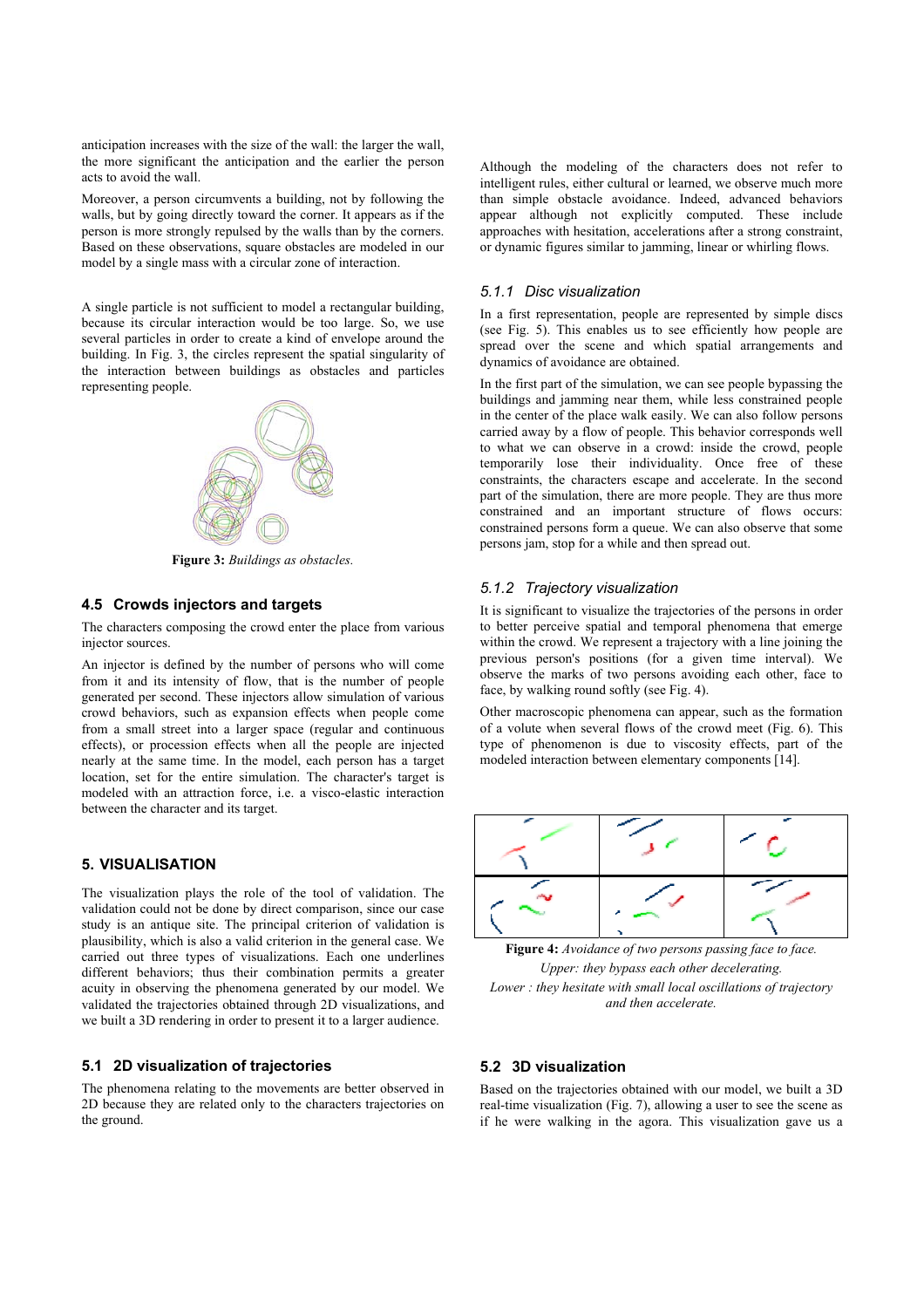anticipation increases with the size of the wall: the larger the wall, the more significant the anticipation and the earlier the person acts to avoid the wall.

Moreover, a person circumvents a building, not by following the walls, but by going directly toward the corner. It appears as if the person is more strongly repulsed by the walls than by the corners. Based on these observations, square obstacles are modeled in our model by a single mass with a circular zone of interaction.

A single particle is not sufficient to model a rectangular building, because its circular interaction would be too large. So, we use several particles in order to create a kind of envelope around the building. In Fig. 3, the circles represent the spatial singularity of the interaction between buildings as obstacles and particles representing people.

**Figure 3:** *Buildings as obstacles.*

### 4.5 Crowds injectors and targets

The characters composing the crowd enter the place from various injector sources.

An injector is defined by the number of persons who will come from it and its intensity of flow, that is the number of people generated per second. These injectors allow simulation of various crowd behaviors, such as expansion effects when people come from a small street into a larger space (regular and continuous effects), or procession effects when all the people are injected nearly at the same time. In the model, each person has a target location, set for the entire simulation. The character's target is modeled with an attraction force, i.e. a visco-elastic interaction between the character and its target.

## 5. VISUALISATION

The visualization plays the role of the tool of validation. The validation could not be done by direct comparison, since our case study is an antique site. The principal criterion of validation is plausibility, which is also a valid criterion in the general case. We carried out three types of visualizations. Each one underlines different behaviors; thus their combination permits a greater acuity in observing the phenomena generated by our model. We validated the trajectories obtained through 2D visualizations, and we built a 3D rendering in order to present it to a larger audience.

### 5.1 2D visualization of trajectories

The phenomena relating to the movements are better observed in 2D because they are related only to the characters trajectories on the ground.

Although the modeling of the characters does not refer to intelligent rules, either cultural or learned, we observe much more than simple obstacle avoidance. Indeed, advanced behaviors appear although not explicitly computed. These include approaches with hesitation, accelerations after a strong constraint, or dynamic figures similar to jamming, linear or whirling flows.

#### 5.1.1 Disc visualization

In a first representation, people are represented by simple discs (see Fig. 5). This enables us to see efficiently how people are spread over the scene and which spatial arrangements and dynamics of avoidance are obtained.

In the first part of the simulation, we can see people bypassing the buildings and jamming near them, while less constrained people in the center of the place walk easily. We can also follow persons carried away by a flow of people. This behavior corresponds well to what we can observe in a crowd: inside the crowd, people temporarily lose their individuality. Once free of these constraints, the characters escape and accelerate. In the second part of the simulation, there are more people. They are thus more constrained and an important structure of flows occurs: constrained persons form a queue. We can also observe that some persons jam, stop for a while and then spread out.

#### 5.1.2 Trajectory visualization

It is significant to visualize the trajectories of the persons in order to better perceive spatial and temporal phenomena that emerge within the crowd. We represent a trajectory with a line joining the previous person's positions (for a given time interval). We observe the marks of two persons avoiding each other, face to face, by walking round softly (see Fig. 4).

Other macroscopic phenomena can appear, such as the formation of a volute when several flows of the crowd meet (Fig. 6). This type of phenomenon is due to viscosity effects, part of the modeled interaction between elementary components [14].

**Figure 4:** *Avoidance of two persons passing face to face.*
*Upper: they bypass each other decelerating.*
*Lower : they hesitate with small local oscillations of trajectory and then accelerate.*

### 5.2 3D visualization

Based on the trajectories obtained with our model, we built a 3D real-time visualization (Fig. 7), allowing a user to see the scene as if he were walking in the agora. This visualization gave us a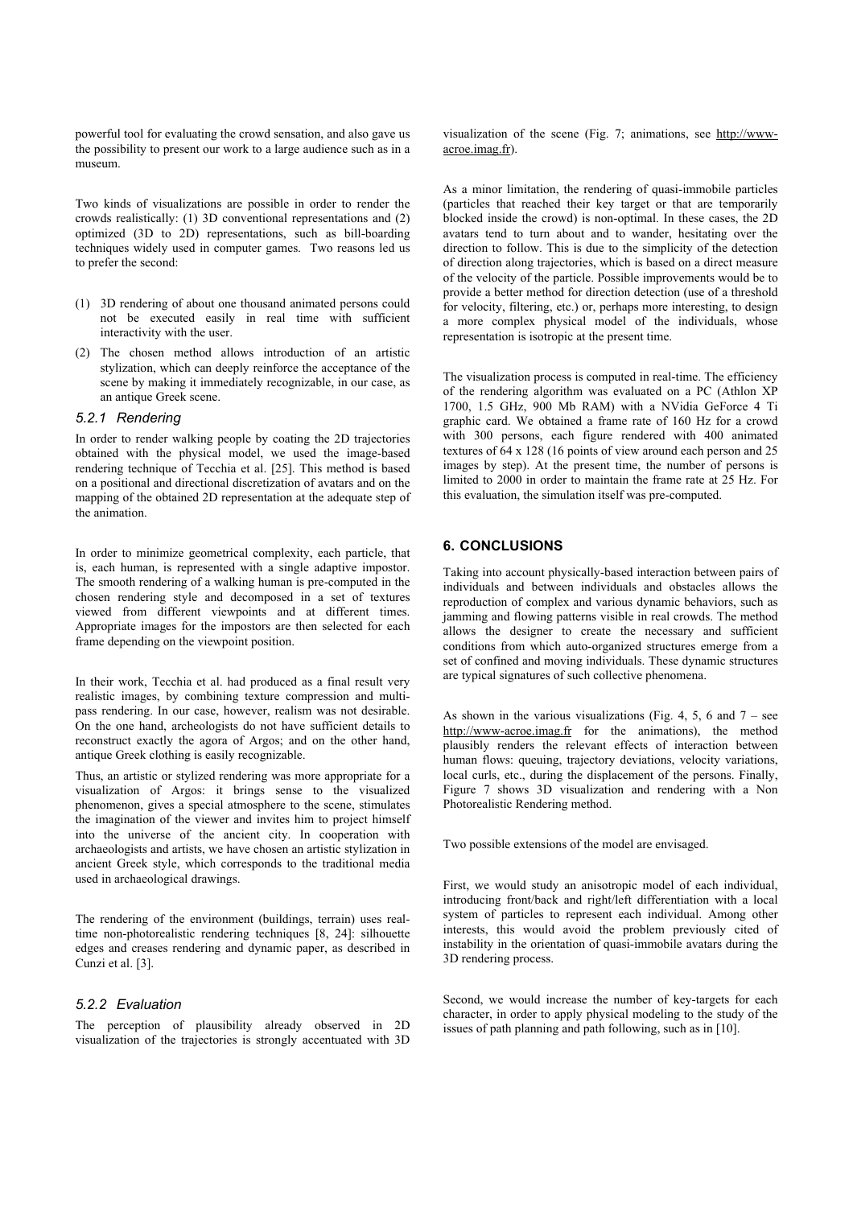powerful tool for evaluating the crowd sensation, and also gave us the possibility to present our work to a large audience such as in a museum.

Two kinds of visualizations are possible in order to render the crowds realistically: (1) 3D conventional representations and (2) optimized (3D to 2D) representations, such as bill-boarding techniques widely used in computer games. Two reasons led us to prefer the second:

(1) 3D rendering of about one thousand animated persons could not be executed easily in real time with sufficient interactivity with the user.

(2) The chosen method allows introduction of an artistic stylization, which can deeply reinforce the acceptance of the scene by making it immediately recognizable, in our case, as an antique Greek scene.

### *5.2.1 Rendering*

In order to render walking people by coating the 2D trajectories obtained with the physical model, we used the image-based rendering technique of Tecchia et al. [25]. This method is based on a positional and directional discretization of avatars and on the mapping of the obtained 2D representation at the adequate step of the animation.

In order to minimize geometrical complexity, each particle, that is, each human, is represented with a single adaptive impostor. The smooth rendering of a walking human is pre-computed in the chosen rendering style and decomposed in a set of textures viewed from different viewpoints and at different times. Appropriate images for the impostors are then selected for each frame depending on the viewpoint position.

In their work, Tecchia et al. had produced as a final result very realistic images, by combining texture compression and multi-pass rendering. In our case, however, realism was not desirable. On the one hand, archeologists do not have sufficient details to reconstruct exactly the agora of Argos; and on the other hand, antique Greek clothing is easily recognizable.

Thus, an artistic or stylized rendering was more appropriate for a visualization of Argos: it brings sense to the visualized phenomenon, gives a special atmosphere to the scene, stimulates the imagination of the viewer and invites him to project himself into the universe of the ancient city. In cooperation with archaeologists and artists, we have chosen an artistic stylization in ancient Greek style, which corresponds to the traditional media used in archaeological drawings.

The rendering of the environment (buildings, terrain) uses real-time non-photorealistic rendering techniques [8, 24]: silhouette edges and creases rendering and dynamic paper, as described in Cunzi et al. [3].

### *5.2.2 Evaluation*

The perception of plausibility already observed in 2D visualization of the trajectories is strongly accentuated with 3D visualization of the scene (Fig. 7; animations, see http://www-acroe.imag.fr).

As a minor limitation, the rendering of quasi-immobile particles (particles that reached their key target or that are temporarily blocked inside the crowd) is non-optimal. In these cases, the 2D avatars tend to turn about and to wander, hesitating over the direction to follow. This is due to the simplicity of the detection of direction along trajectories, which is based on a direct measure of the velocity of the particle. Possible improvements would be to provide a better method for direction detection (use of a threshold for velocity, filtering, etc.) or, perhaps more interesting, to design a more complex physical model of the individuals, whose representation is isotropic at the present time.

The visualization process is computed in real-time. The efficiency of the rendering algorithm was evaluated on a PC (Athlon XP 1700, 1.5 GHz, 900 Mb RAM) with a NVidia GeForce 4 Ti graphic card. We obtained a frame rate of 160 Hz for a crowd with 300 persons, each figure rendered with 400 animated textures of 64 x 128 (16 points of view around each person and 25 images by step). At the present time, the number of persons is limited to 2000 in order to maintain the frame rate at 25 Hz. For this evaluation, the simulation itself was pre-computed.

## 6. CONCLUSIONS

Taking into account physically-based interaction between pairs of individuals and between individuals and obstacles allows the reproduction of complex and various dynamic behaviors, such as jamming and flowing patterns visible in real crowds. The method allows the designer to create the necessary and sufficient conditions from which auto-organized structures emerge from a set of confined and moving individuals. These dynamic structures are typical signatures of such collective phenomena.

As shown in the various visualizations (Fig. 4, 5, 6 and 7 – see http://www-acroe.imag.fr for the animations), the method plausibly renders the relevant effects of interaction between human flows: queuing, trajectory deviations, velocity variations, local curls, etc., during the displacement of the persons. Finally, Figure 7 shows 3D visualization and rendering with a Non Photorealistic Rendering method.

Two possible extensions of the model are envisaged.

First, we would study an anisotropic model of each individual, introducing front/back and right/left differentiation with a local system of particles to represent each individual. Among other interests, this would avoid the problem previously cited of instability in the orientation of quasi-immobile avatars during the 3D rendering process.

Second, we would increase the number of key-targets for each character, in order to apply physical modeling to the study of the issues of path planning and path following, such as in [10].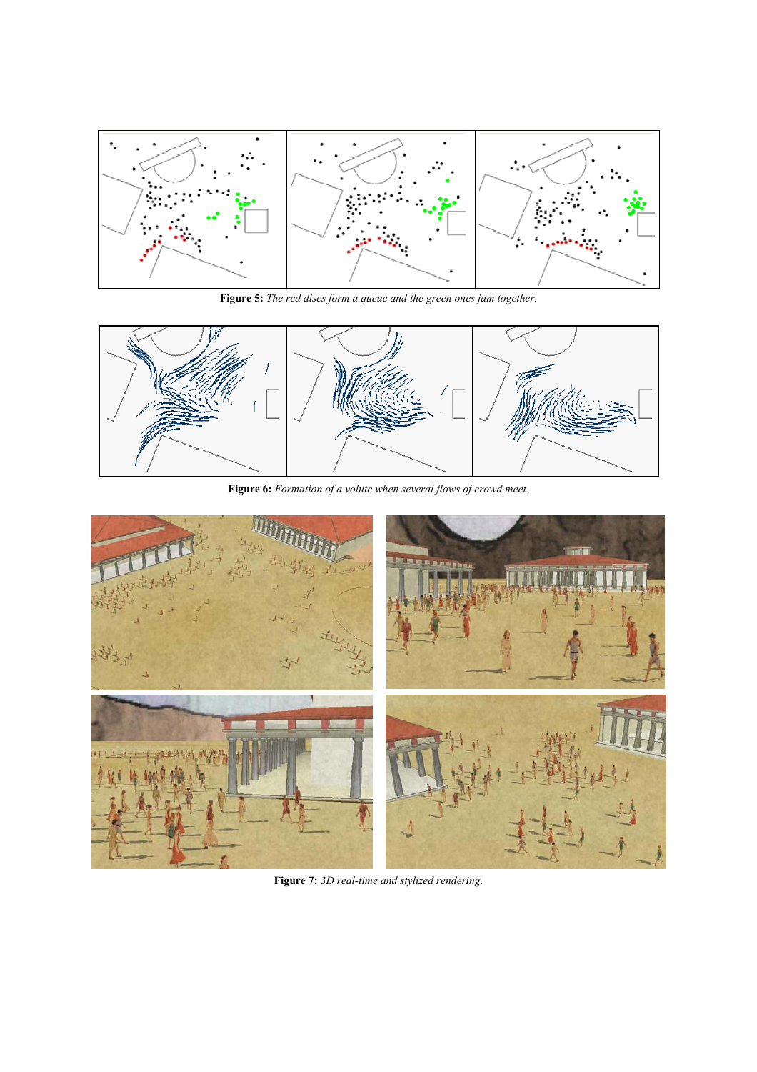**Figure 5:** *The red discs form a queue and the green ones jam together.*

**Figure 6:** *Formation of a volute when several flows of crowd meet.*

**Figure 7:** *3D real-time and stylized rendering.*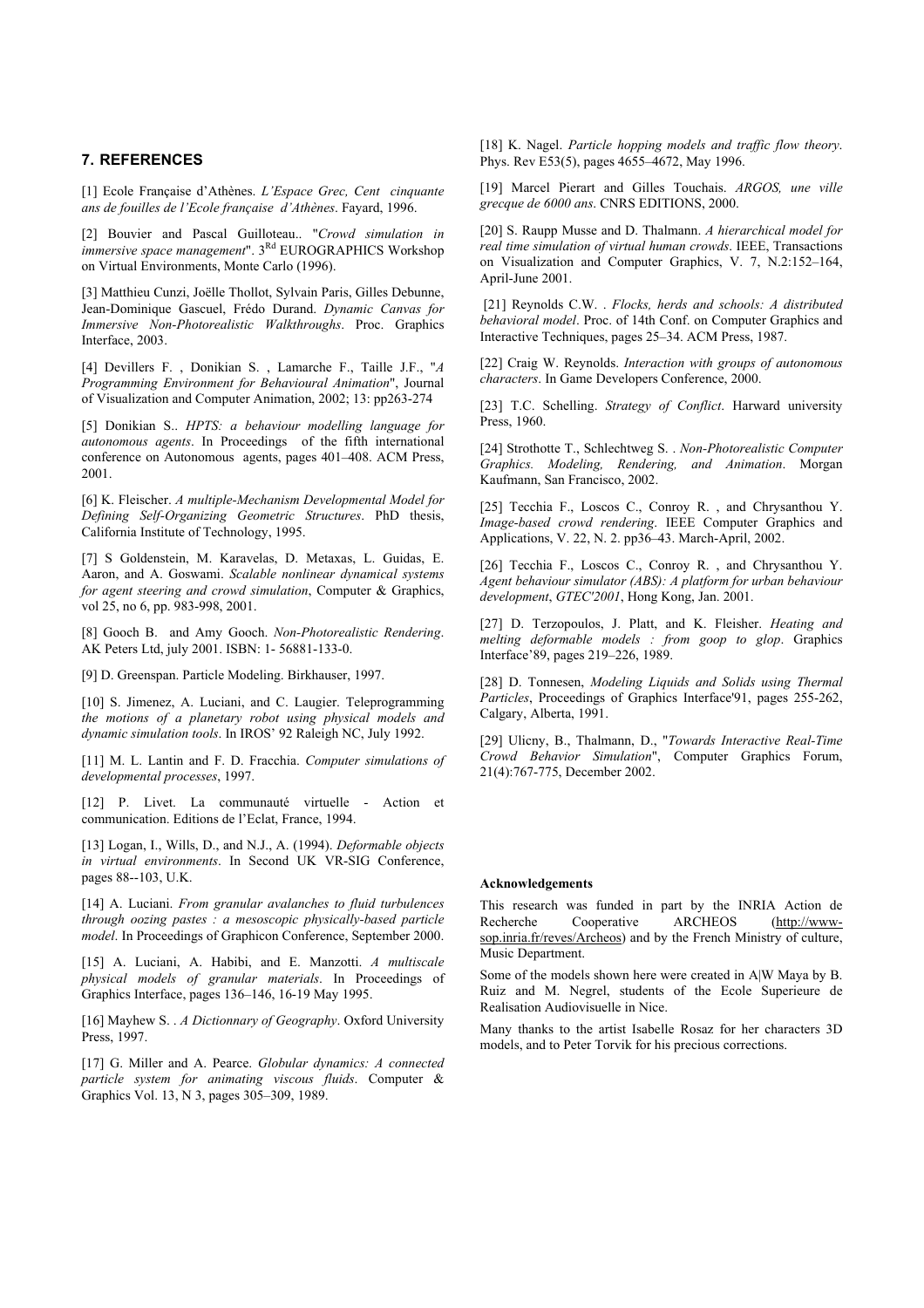## 7. REFERENCES

[1] Ecole Française d'Athènes. *L'Espace Grec, Cent cinquante ans de fouilles de l'Ecole française d'Athènes*. Fayard, 1996.

[2] Bouvier and Pascal Guilloteau.. "*Crowd simulation in immersive space management*". 3[Rd] EUROGRAPHICS Workshop on Virtual Environments, Monte Carlo (1996).

[3] Matthieu Cunzi, Joëlle Thollot, Sylvain Paris, Gilles Debunne, Jean-Dominique Gascuel, Frédo Durand. *Dynamic Canvas for Immersive Non-Photorealistic Walkthroughs*. Proc. Graphics Interface, 2003.

[4] Devillers F. , Donikian S. , Lamarche F., Taille J.F., "*A Programming Environment for Behavioural Animation*", Journal of Visualization and Computer Animation, 2002; 13: pp263-274

[5] Donikian S.. *HPTS: a behaviour modelling language for autonomous agents*. In Proceedings of the fifth international conference on Autonomous agents, pages 401–408. ACM Press, 2001.

[6] K. Fleischer. *A multiple-Mechanism Developmental Model for Defining Self-Organizing Geometric Structures*. PhD thesis, California Institute of Technology, 1995.

[7] S Goldenstein, M. Karavelas, D. Metaxas, L. Guidas, E. Aaron, and A. Goswami. *Scalable nonlinear dynamical systems for agent steering and crowd simulation*, Computer & Graphics, vol 25, no 6, pp. 983-998, 2001.

[8] Gooch B. and Amy Gooch. *Non-Photorealistic Rendering*. AK Peters Ltd, july 2001. ISBN: 1- 56881-133-0.

[9] D. Greenspan. Particle Modeling. Birkhauser, 1997.

[10] S. Jimenez, A. Luciani, and C. Laugier. Teleprogramming *the motions of a planetary robot using physical models and dynamic simulation tools*. In IROS' 92 Raleigh NC, July 1992.

[11] M. L. Lantin and F. D. Fracchia. *Computer simulations of developmental processes*, 1997.

[12] P. Livet. La communauté virtuelle - Action et communication. Editions de l'Eclat, France, 1994.

[13] Logan, I., Wills, D., and N.J., A. (1994). *Deformable objects in virtual environments*. In Second UK VR-SIG Conference, pages 88--103, U.K.

[14] A. Luciani. *From granular avalanches to fluid turbulences through oozing pastes : a mesoscopic physically-based particle model*. In Proceedings of Graphicon Conference, September 2000.

[15] A. Luciani, A. Habibi, and E. Manzotti. *A multiscale physical models of granular materials*. In Proceedings of Graphics Interface, pages 136–146, 16-19 May 1995.

[16] Mayhew S. . *A Dictionnary of Geography*. Oxford University Press, 1997.

[17] G. Miller and A. Pearce. *Globular dynamics: A connected particle system for animating viscous fluids*. Computer & Graphics Vol. 13, N 3, pages 305–309, 1989.

[18] K. Nagel. *Particle hopping models and traffic flow theory*. Phys. Rev E53(5), pages 4655–4672, May 1996.

[19] Marcel Pierart and Gilles Touchais. *ARGOS, une ville grecque de 6000 ans*. CNRS EDITIONS, 2000.

[20] S. Raupp Musse and D. Thalmann. *A hierarchical model for real time simulation of virtual human crowds*. IEEE, Transactions on Visualization and Computer Graphics, V. 7, N.2:152–164, April-June 2001.

[21] Reynolds C.W. . *Flocks, herds and schools: A distributed behavioral model*. Proc. of 14th Conf. on Computer Graphics and Interactive Techniques, pages 25–34. ACM Press, 1987.

[22] Craig W. Reynolds. *Interaction with groups of autonomous characters*. In Game Developers Conference, 2000.

[23] T.C. Schelling. *Strategy of Conflict*. Harward university Press, 1960.

[24] Strothotte T., Schlechtweg S. . *Non-Photorealistic Computer Graphics. Modeling, Rendering, and Animation*. Morgan Kaufmann, San Francisco, 2002.

[25] Tecchia F., Loscos C., Conroy R. , and Chrysanthou Y. *Image-based crowd rendering*. IEEE Computer Graphics and Applications, V. 22, N. 2. pp36–43. March-April, 2002.

[26] Tecchia F., Loscos C., Conroy R. , and Chrysanthou Y. *Agent behaviour simulator (ABS): A platform for urban behaviour development*, *GTEC'2001*, Hong Kong, Jan. 2001.

[27] D. Terzopoulos, J. Platt, and K. Fleisher. *Heating and melting deformable models : from goop to glop*. Graphics Interface'89, pages 219–226, 1989.

[28] D. Tonnesen, *Modeling Liquids and Solids using Thermal Particles*, Proceedings of Graphics Interface'91, pages 255-262, Calgary, Alberta, 1991.

[29] Ulicny, B., Thalmann, D., "*Towards Interactive Real-Time Crowd Behavior Simulation*", Computer Graphics Forum, 21(4):767-775, December 2002.

**Acknowledgements**

This research was funded in part by the INRIA Action de Recherche Cooperative ARCHEOS (http://www-sop.inria.fr/reves/Archeos) and by the French Ministry of culture, Music Department.

Some of the models shown here were created in A|W Maya by B. Ruiz and M. Negrel, students of the Ecole Superieure de Realisation Audiovisuelle in Nice.

Many thanks to the artist Isabelle Rosaz for her characters 3D models, and to Peter Torvik for his precious corrections.